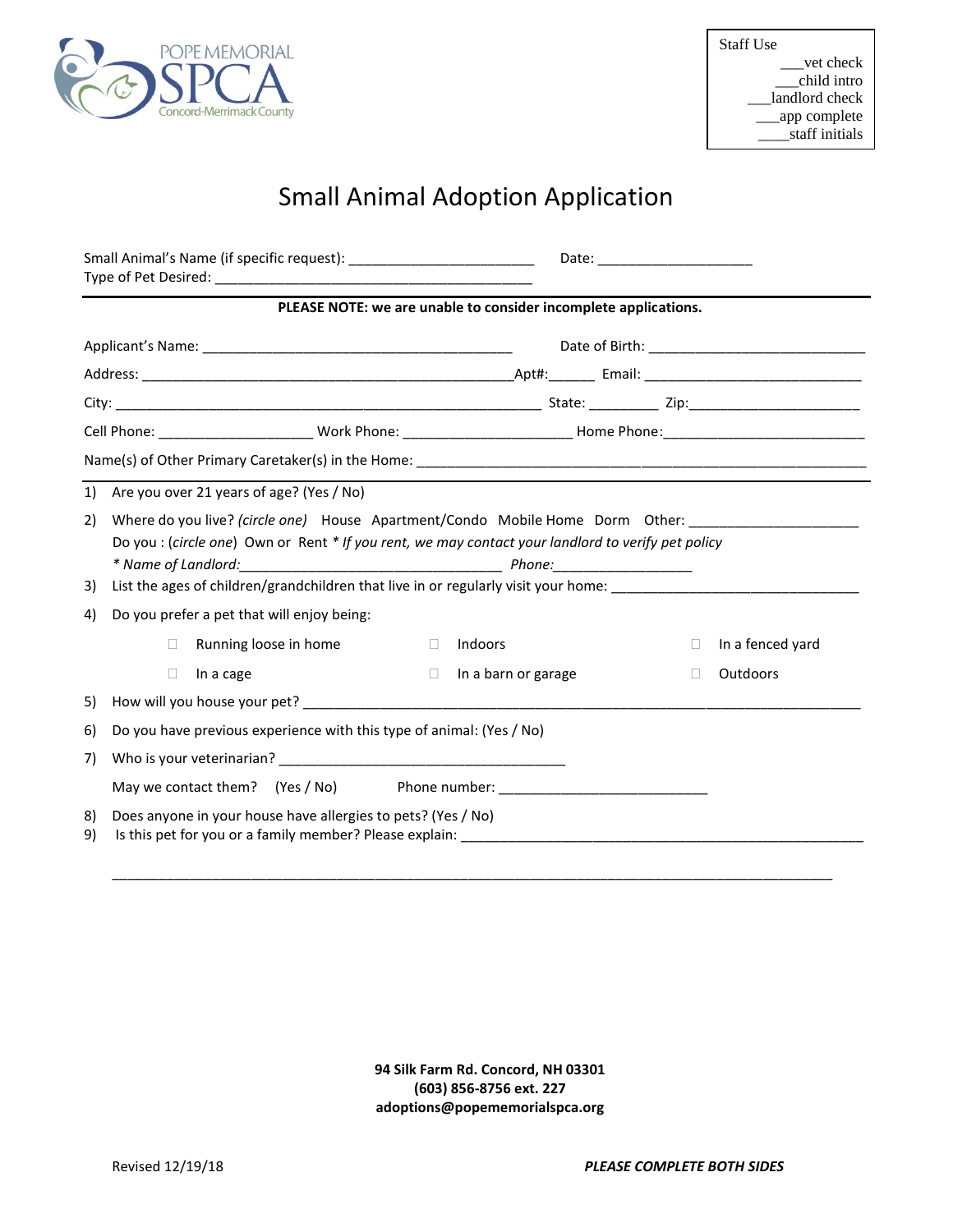POPE MEMORIAL SPCA
Concord-Merrimack County

Staff Use
___vet check
___child intro
___landlord check
___app complete
____staff initials

# Small Animal Adoption Application

Small Animal's Name (if specific request): ______________________ Date: ___________________
Type of Pet Desired: ________________________________________

**PLEASE NOTE: we are unable to consider incomplete applications.**

Applicant's Name: ______________________________________ Date of Birth: ___________________________

Address: _______________________________________________Apt#:______ Email: ____________________________

City: ______________________________________________________ State: _________ Zip:______________________

Cell Phone: ___________________ Work Phone: _____________________ Home Phone:_________________________

Name(s) of Other Primary Caretaker(s) in the Home: ______________________________________________________

1) Are you over 21 years of age? (Yes / No)

2) Where do you live? *(circle one)* House Apartment/Condo Mobile Home Dorm Other: _____________________
   Do you : (*circle one*) Own or Rent *\* If you rent, we may contact your landlord to verify pet policy*
   *\* Name of Landlord:*_________________________________ *Phone:*_________________

3) List the ages of children/grandchildren that live in or regularly visit your home: _______________________________

4) Do you prefer a pet that will enjoy being:

   ☐ Running loose in home ☐ Indoors ☐ In a fenced yard
   ☐ In a cage ☐ In a barn or garage ☐ Outdoors

5) How will you house your pet? __________________________________________________________________________

6) Do you have previous experience with this type of animal: (Yes / No)

7) Who is your veterinarian? ____________________________________
   May we contact them? (Yes / No) Phone number: __________________________

8) Does anyone in your house have allergies to pets? (Yes / No)

9) Is this pet for you or a family member? Please explain: ______________________________________________________
   __________________________________________________________________________________________________

**94 Silk Farm Rd. Concord, NH 03301**
**(603) 856-8756 ext. 227**
**adoptions@popememorialspca.org**

Revised 12/19/18 ***PLEASE COMPLETE BOTH SIDES***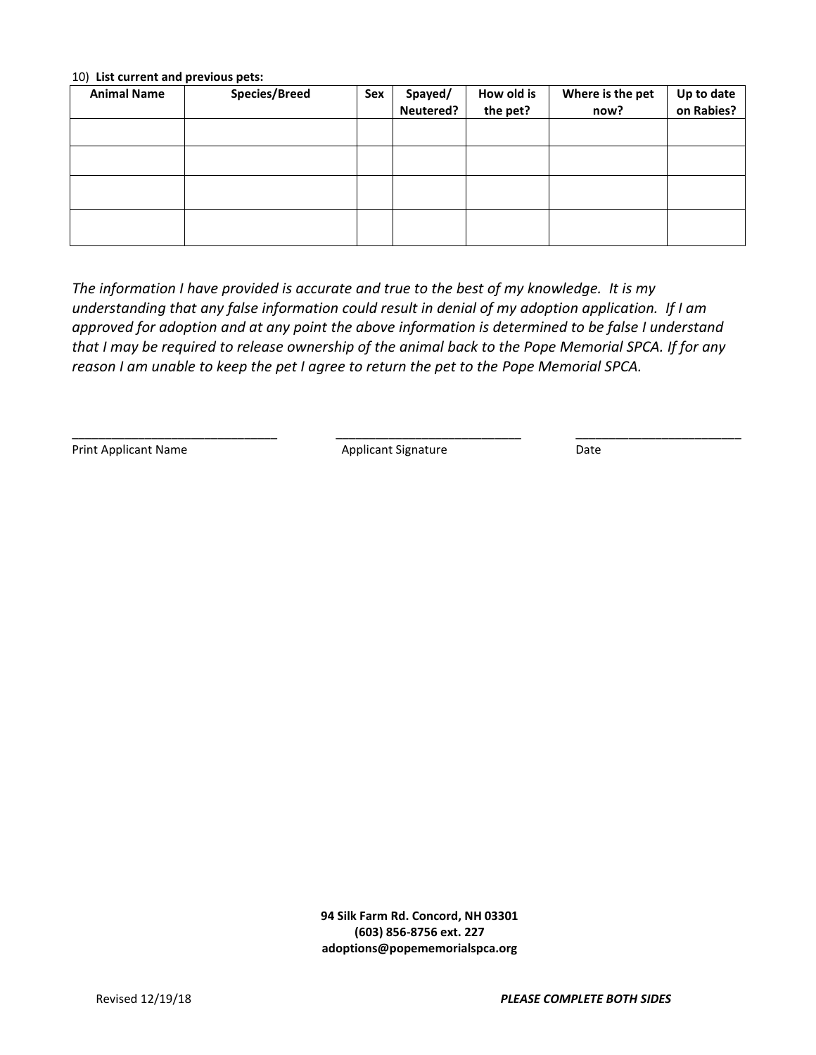10) **List current and previous pets:**

| Animal Name | Species/Breed | Sex | Spayed/ Neutered? | How old is the pet? | Where is the pet now? | Up to date on Rabies? |
|---|---|---|---|---|---|---|
| | | | | | | |
| | | | | | | |
| | | | | | | |
| | | | | | | |

*The information I have provided is accurate and true to the best of my knowledge. It is my understanding that any false information could result in denial of my adoption application. If I am approved for adoption and at any point the above information is determined to be false I understand that I may be required to release ownership of the animal back to the Pope Memorial SPCA. If for any reason I am unable to keep the pet I agree to return the pet to the Pope Memorial SPCA.*

_______________________________ Print Applicant Name

_______________________________ Applicant Signature

_______________________________ Date

**94 Silk Farm Rd. Concord, NH 03301**
**(603) 856-8756 ext. 227**
**adoptions@popememorialspca.org**

Revised 12/19/18

***PLEASE COMPLETE BOTH SIDES***